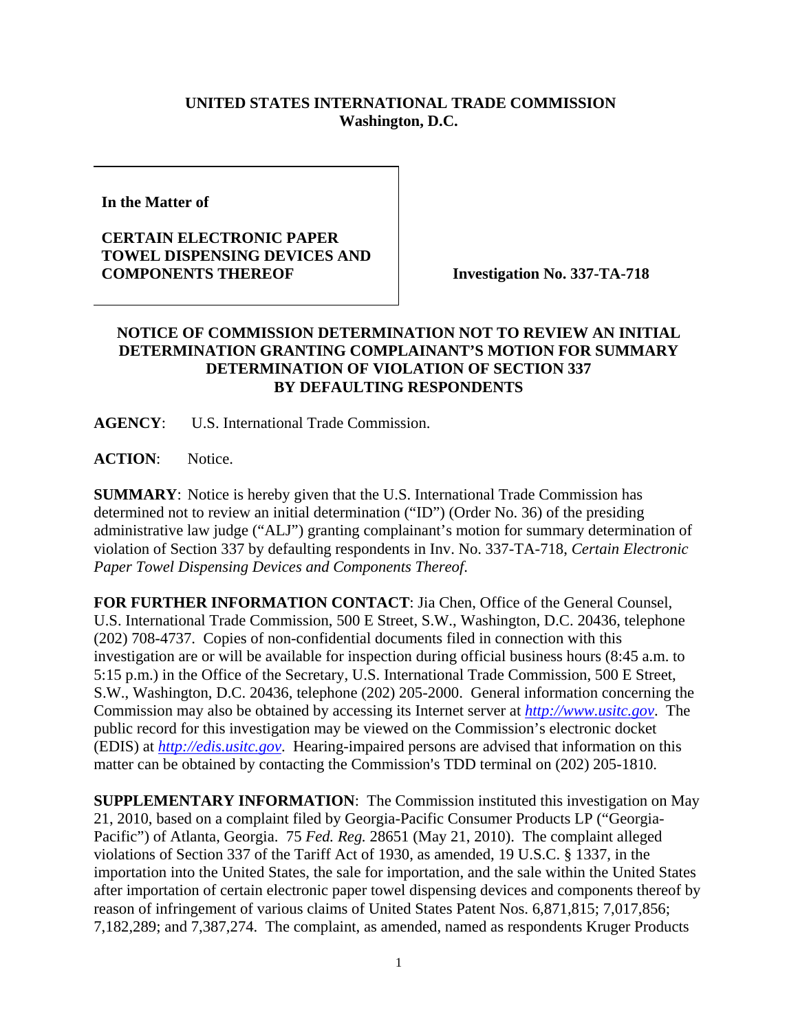**UNITED STATES INTERNATIONAL TRADE COMMISSION**
**Washington, D.C.**

**In the Matter of**

**CERTAIN ELECTRONIC PAPER TOWEL DISPENSING DEVICES AND COMPONENTS THEREOF**

**Investigation No. 337-TA-718**

**NOTICE OF COMMISSION DETERMINATION NOT TO REVIEW AN INITIAL DETERMINATION GRANTING COMPLAINANT'S MOTION FOR SUMMARY DETERMINATION OF VIOLATION OF SECTION 337 BY DEFAULTING RESPONDENTS**

**AGENCY**: U.S. International Trade Commission.

**ACTION**: Notice.

**SUMMARY**: Notice is hereby given that the U.S. International Trade Commission has determined not to review an initial determination ("ID") (Order No. 36) of the presiding administrative law judge ("ALJ") granting complainant's motion for summary determination of violation of Section 337 by defaulting respondents in Inv. No. 337-TA-718, *Certain Electronic Paper Towel Dispensing Devices and Components Thereof.*

**FOR FURTHER INFORMATION CONTACT**: Jia Chen, Office of the General Counsel, U.S. International Trade Commission, 500 E Street, S.W., Washington, D.C. 20436, telephone (202) 708-4737. Copies of non-confidential documents filed in connection with this investigation are or will be available for inspection during official business hours (8:45 a.m. to 5:15 p.m.) in the Office of the Secretary, U.S. International Trade Commission, 500 E Street, S.W., Washington, D.C. 20436, telephone (202) 205-2000. General information concerning the Commission may also be obtained by accessing its Internet server at *http://www.usitc.gov*. The public record for this investigation may be viewed on the Commission's electronic docket (EDIS) at *http://edis.usitc.gov*. Hearing-impaired persons are advised that information on this matter can be obtained by contacting the Commission's TDD terminal on (202) 205-1810.

**SUPPLEMENTARY INFORMATION**: The Commission instituted this investigation on May 21, 2010, based on a complaint filed by Georgia-Pacific Consumer Products LP ("Georgia-Pacific") of Atlanta, Georgia. 75 *Fed. Reg.* 28651 (May 21, 2010). The complaint alleged violations of Section 337 of the Tariff Act of 1930, as amended, 19 U.S.C. § 1337, in the importation into the United States, the sale for importation, and the sale within the United States after importation of certain electronic paper towel dispensing devices and components thereof by reason of infringement of various claims of United States Patent Nos. 6,871,815; 7,017,856; 7,182,289; and 7,387,274. The complaint, as amended, named as respondents Kruger Products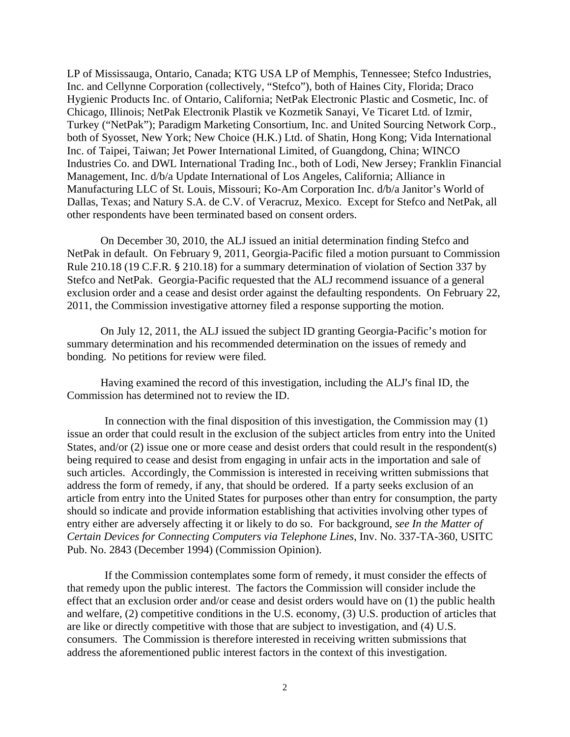LP of Mississauga, Ontario, Canada; KTG USA LP of Memphis, Tennessee; Stefco Industries, Inc. and Cellynne Corporation (collectively, "Stefco"), both of Haines City, Florida; Draco Hygienic Products Inc. of Ontario, California; NetPak Electronic Plastic and Cosmetic, Inc. of Chicago, Illinois; NetPak Electronik Plastik ve Kozmetik Sanayi, Ve Ticaret Ltd. of Izmir, Turkey ("NetPak"); Paradigm Marketing Consortium, Inc. and United Sourcing Network Corp., both of Syosset, New York; New Choice (H.K.) Ltd. of Shatin, Hong Kong; Vida International Inc. of Taipei, Taiwan; Jet Power International Limited, of Guangdong, China; WINCO Industries Co. and DWL International Trading Inc., both of Lodi, New Jersey; Franklin Financial Management, Inc. d/b/a Update International of Los Angeles, California; Alliance in Manufacturing LLC of St. Louis, Missouri; Ko-Am Corporation Inc. d/b/a Janitor's World of Dallas, Texas; and Natury S.A. de C.V. of Veracruz, Mexico. Except for Stefco and NetPak, all other respondents have been terminated based on consent orders.

On December 30, 2010, the ALJ issued an initial determination finding Stefco and NetPak in default. On February 9, 2011, Georgia-Pacific filed a motion pursuant to Commission Rule 210.18 (19 C.F.R. § 210.18) for a summary determination of violation of Section 337 by Stefco and NetPak. Georgia-Pacific requested that the ALJ recommend issuance of a general exclusion order and a cease and desist order against the defaulting respondents. On February 22, 2011, the Commission investigative attorney filed a response supporting the motion.

On July 12, 2011, the ALJ issued the subject ID granting Georgia-Pacific's motion for summary determination and his recommended determination on the issues of remedy and bonding. No petitions for review were filed.

Having examined the record of this investigation, including the ALJ's final ID, the Commission has determined not to review the ID.

In connection with the final disposition of this investigation, the Commission may (1) issue an order that could result in the exclusion of the subject articles from entry into the United States, and/or (2) issue one or more cease and desist orders that could result in the respondent(s) being required to cease and desist from engaging in unfair acts in the importation and sale of such articles. Accordingly, the Commission is interested in receiving written submissions that address the form of remedy, if any, that should be ordered. If a party seeks exclusion of an article from entry into the United States for purposes other than entry for consumption, the party should so indicate and provide information establishing that activities involving other types of entry either are adversely affecting it or likely to do so. For background, *see In the Matter of Certain Devices for Connecting Computers via Telephone Lines*, Inv. No. 337-TA-360, USITC Pub. No. 2843 (December 1994) (Commission Opinion).

If the Commission contemplates some form of remedy, it must consider the effects of that remedy upon the public interest. The factors the Commission will consider include the effect that an exclusion order and/or cease and desist orders would have on (1) the public health and welfare, (2) competitive conditions in the U.S. economy, (3) U.S. production of articles that are like or directly competitive with those that are subject to investigation, and (4) U.S. consumers. The Commission is therefore interested in receiving written submissions that address the aforementioned public interest factors in the context of this investigation.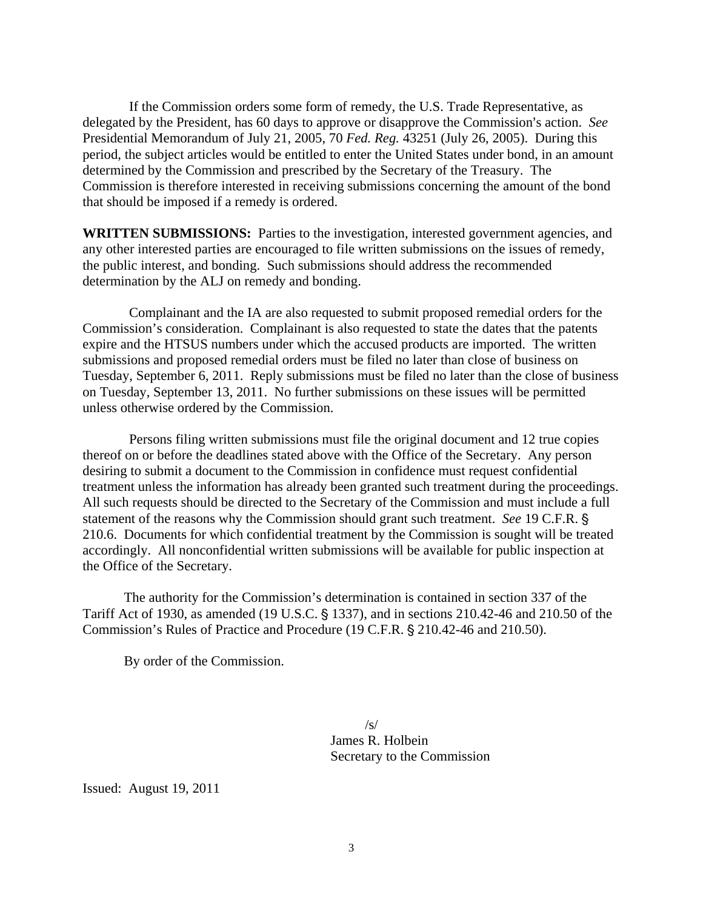If the Commission orders some form of remedy, the U.S. Trade Representative, as delegated by the President, has 60 days to approve or disapprove the Commission's action. *See* Presidential Memorandum of July 21, 2005, 70 *Fed. Reg.* 43251 (July 26, 2005). During this period, the subject articles would be entitled to enter the United States under bond, in an amount determined by the Commission and prescribed by the Secretary of the Treasury. The Commission is therefore interested in receiving submissions concerning the amount of the bond that should be imposed if a remedy is ordered.

**WRITTEN SUBMISSIONS:** Parties to the investigation, interested government agencies, and any other interested parties are encouraged to file written submissions on the issues of remedy, the public interest, and bonding. Such submissions should address the recommended determination by the ALJ on remedy and bonding.

Complainant and the IA are also requested to submit proposed remedial orders for the Commission's consideration. Complainant is also requested to state the dates that the patents expire and the HTSUS numbers under which the accused products are imported. The written submissions and proposed remedial orders must be filed no later than close of business on Tuesday, September 6, 2011. Reply submissions must be filed no later than the close of business on Tuesday, September 13, 2011. No further submissions on these issues will be permitted unless otherwise ordered by the Commission.

Persons filing written submissions must file the original document and 12 true copies thereof on or before the deadlines stated above with the Office of the Secretary. Any person desiring to submit a document to the Commission in confidence must request confidential treatment unless the information has already been granted such treatment during the proceedings. All such requests should be directed to the Secretary of the Commission and must include a full statement of the reasons why the Commission should grant such treatment. *See* 19 C.F.R. § 210.6. Documents for which confidential treatment by the Commission is sought will be treated accordingly. All nonconfidential written submissions will be available for public inspection at the Office of the Secretary.

The authority for the Commission's determination is contained in section 337 of the Tariff Act of 1930, as amended (19 U.S.C. § 1337), and in sections 210.42-46 and 210.50 of the Commission's Rules of Practice and Procedure (19 C.F.R. § 210.42-46 and 210.50).

By order of the Commission.

/s/
James R. Holbein
Secretary to the Commission

Issued: August 19, 2011